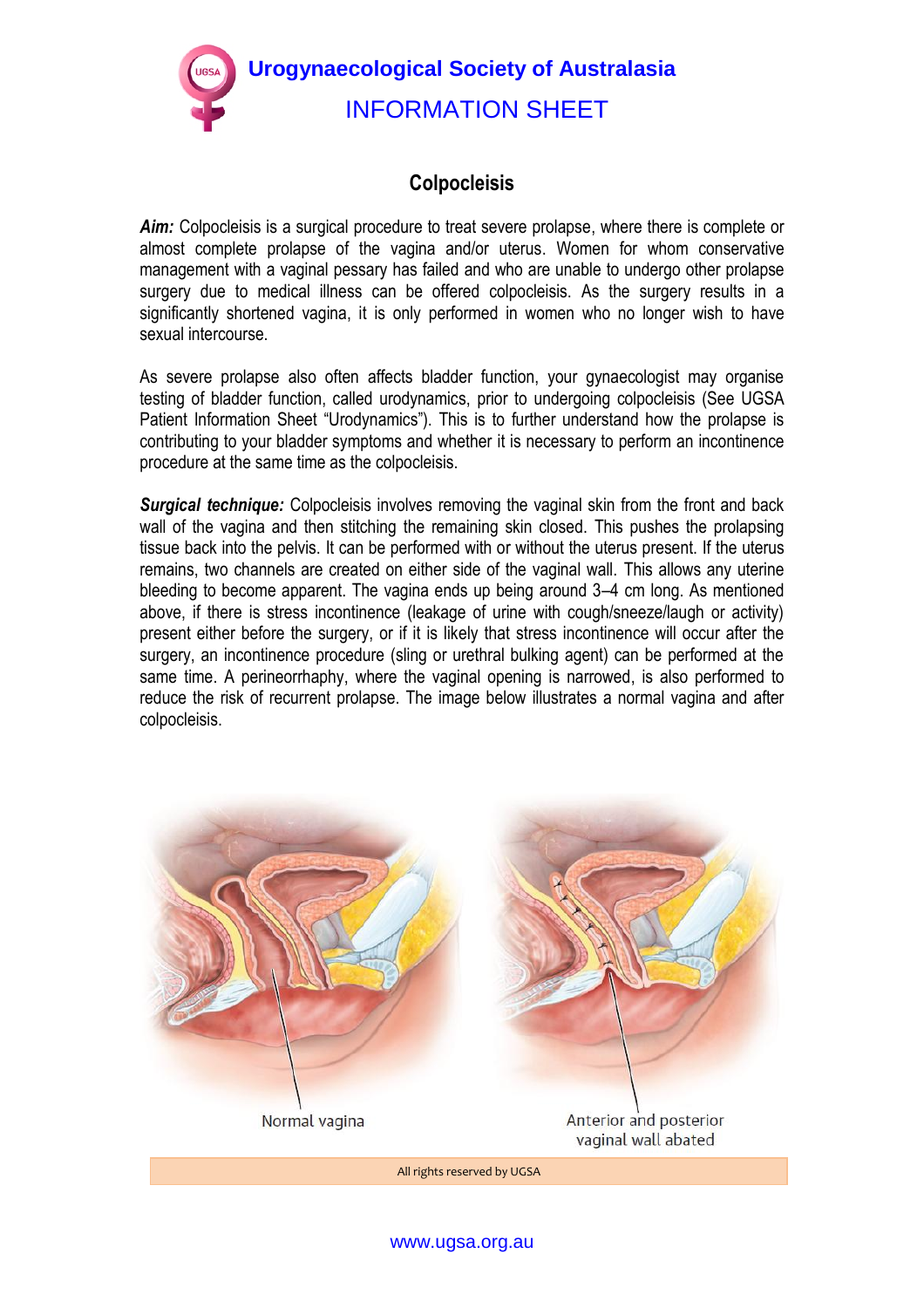**Urogynaecological Society of Australasia**

INFORMATION SHEET

# Colpocleisis

***Aim:*** Colpocleisis is a surgical procedure to treat severe prolapse, where there is complete or almost complete prolapse of the vagina and/or uterus. Women for whom conservative management with a vaginal pessary has failed and who are unable to undergo other prolapse surgery due to medical illness can be offered colpocleisis. As the surgery results in a significantly shortened vagina, it is only performed in women who no longer wish to have sexual intercourse.

As severe prolapse also often affects bladder function, your gynaecologist may organise testing of bladder function, called urodynamics, prior to undergoing colpocleisis (See UGSA Patient Information Sheet "Urodynamics"). This is to further understand how the prolapse is contributing to your bladder symptoms and whether it is necessary to perform an incontinence procedure at the same time as the colpocleisis.

***Surgical technique:*** Colpocleisis involves removing the vaginal skin from the front and back wall of the vagina and then stitching the remaining skin closed. This pushes the prolapsing tissue back into the pelvis. It can be performed with or without the uterus present. If the uterus remains, two channels are created on either side of the vaginal wall. This allows any uterine bleeding to become apparent. The vagina ends up being around 3–4 cm long. As mentioned above, if there is stress incontinence (leakage of urine with cough/sneeze/laugh or activity) present either before the surgery, or if it is likely that stress incontinence will occur after the surgery, an incontinence procedure (sling or urethral bulking agent) can be performed at the same time. A perineorrhaphy, where the vaginal opening is narrowed, is also performed to reduce the risk of recurrent prolapse. The image below illustrates a normal vagina and after colpocleisis.

Normal vagina

Anterior and posterior vaginal wall abated

All rights reserved by UGSA

www.ugsa.org.au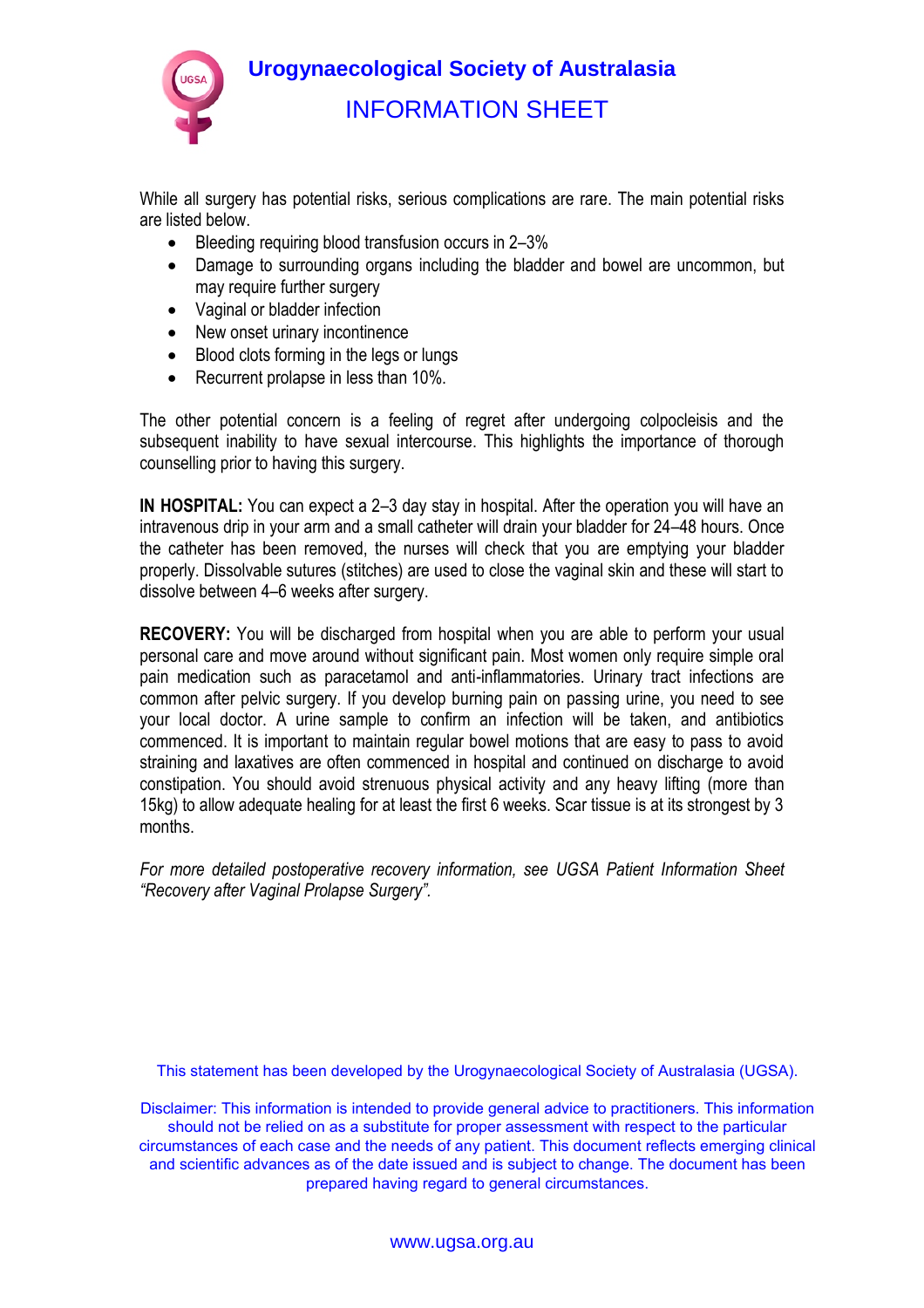While all surgery has potential risks, serious complications are rare. The main potential risks are listed below.

- Bleeding requiring blood transfusion occurs in 2–3%
- Damage to surrounding organs including the bladder and bowel are uncommon, but may require further surgery
- Vaginal or bladder infection
- New onset urinary incontinence
- Blood clots forming in the legs or lungs
- Recurrent prolapse in less than 10%.

The other potential concern is a feeling of regret after undergoing colpocleisis and the subsequent inability to have sexual intercourse. This highlights the importance of thorough counselling prior to having this surgery.

**IN HOSPITAL:** You can expect a 2–3 day stay in hospital. After the operation you will have an intravenous drip in your arm and a small catheter will drain your bladder for 24–48 hours. Once the catheter has been removed, the nurses will check that you are emptying your bladder properly. Dissolvable sutures (stitches) are used to close the vaginal skin and these will start to dissolve between 4–6 weeks after surgery.

**RECOVERY:** You will be discharged from hospital when you are able to perform your usual personal care and move around without significant pain. Most women only require simple oral pain medication such as paracetamol and anti-inflammatories. Urinary tract infections are common after pelvic surgery. If you develop burning pain on passing urine, you need to see your local doctor. A urine sample to confirm an infection will be taken, and antibiotics commenced. It is important to maintain regular bowel motions that are easy to pass to avoid straining and laxatives are often commenced in hospital and continued on discharge to avoid constipation. You should avoid strenuous physical activity and any heavy lifting (more than 15kg) to allow adequate healing for at least the first 6 weeks. Scar tissue is at its strongest by 3 months.

*For more detailed postoperative recovery information, see UGSA Patient Information Sheet "Recovery after Vaginal Prolapse Surgery".*

This statement has been developed by the Urogynaecological Society of Australasia (UGSA).

Disclaimer: This information is intended to provide general advice to practitioners. This information should not be relied on as a substitute for proper assessment with respect to the particular circumstances of each case and the needs of any patient. This document reflects emerging clinical and scientific advances as of the date issued and is subject to change. The document has been prepared having regard to general circumstances.